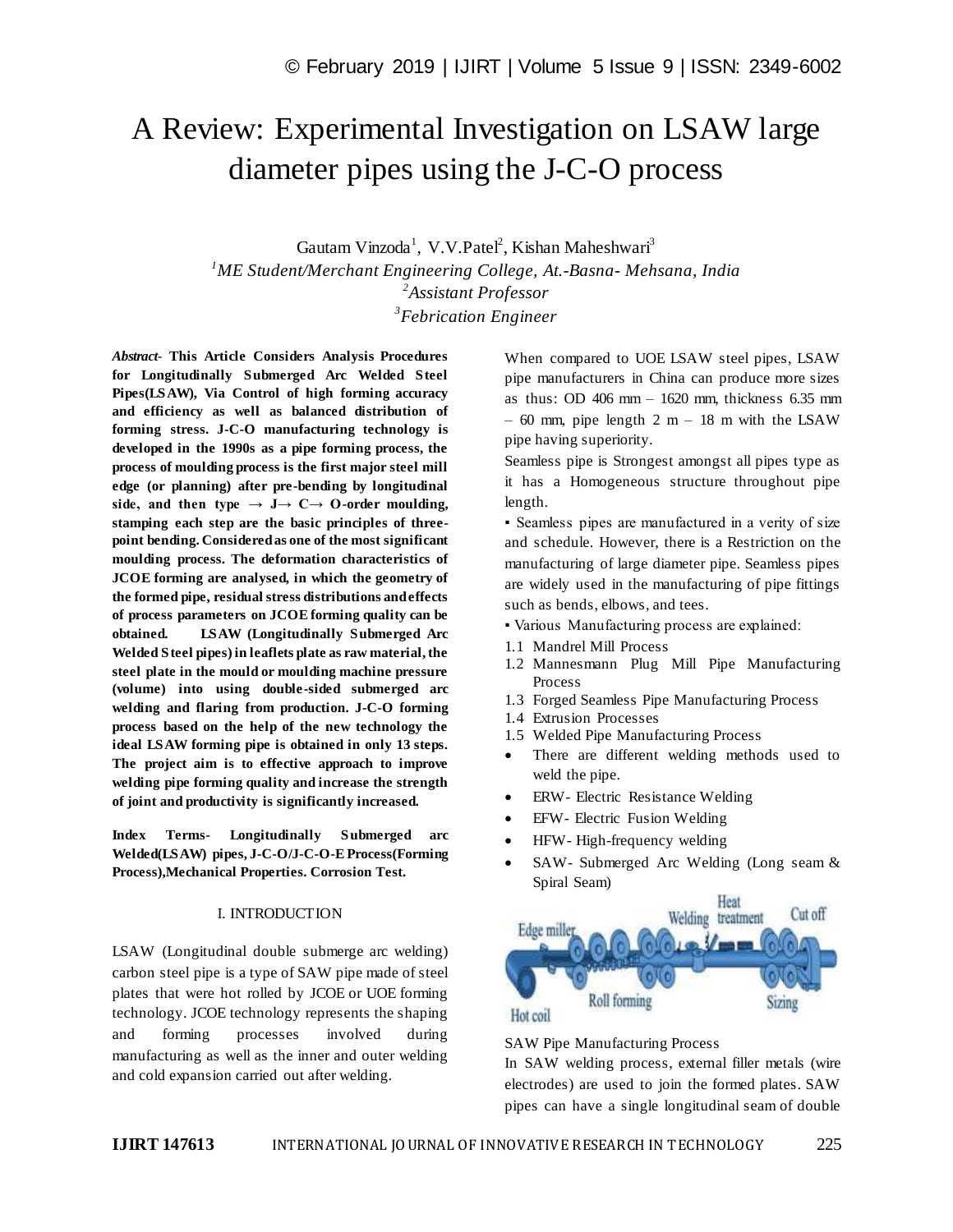# A Review: Experimental Investigation on LSAW large diameter pipes using the J-C-O process

Gautam Vinzoda[1], V.V.Patel[2], Kishan Maheshwari[3]

[1]*ME Student/Merchant Engineering College, At.-Basna- Mehsana, India*
[2]*Assistant Professor*
[3]*Febrication Engineer*

***Abstract-*** **This Article Considers Analysis Procedures for Longitudinally Submerged Arc Welded Steel Pipes(LSAW), Via Control of high forming accuracy and efficiency as well as balanced distribution of forming stress. J-C-O manufacturing technology is developed in the 1990s as a pipe forming process, the process of moulding process is the first major steel mill edge (or planning) after pre-bending by longitudinal side, and then type → J→ C→ O-order moulding, stamping each step are the basic principles of three-point bending. Considered as one of the most significant moulding process. The deformation characteristics of JCOE forming are analysed, in which the geometry of the formed pipe, residual stress distributions and effects of process parameters on JCOE forming quality can be obtained. LSAW (Longitudinally Submerged Arc Welded Steel pipes) in leaflets plate as raw material, the steel plate in the mould or moulding machine pressure (volume) into using double-sided submerged arc welding and flaring from production. J-C-O forming process based on the help of the new technology the ideal LSAW forming pipe is obtained in only 13 steps. The project aim is to effective approach to improve welding pipe forming quality and increase the strength of joint and productivity is significantly increased.**

**Index Terms- Longitudinally Submerged arc Welded(LSAW) pipes, J-C-O/J-C-O-E Process(Forming Process),Mechanical Properties. Corrosion Test.**

## I. INTRODUCTION

LSAW (Longitudinal double submerge arc welding) carbon steel pipe is a type of SAW pipe made of steel plates that were hot rolled by JCOE or UOE forming technology. JCOE technology represents the shaping and forming processes involved during manufacturing as well as the inner and outer welding and cold expansion carried out after welding.

When compared to UOE LSAW steel pipes, LSAW pipe manufacturers in China can produce more sizes as thus: OD 406 mm – 1620 mm, thickness 6.35 mm – 60 mm, pipe length 2 m – 18 m with the LSAW pipe having superiority.

Seamless pipe is Strongest amongst all pipes type as it has a Homogeneous structure throughout pipe length.

▪ Seamless pipes are manufactured in a verity of size and schedule. However, there is a Restriction on the manufacturing of large diameter pipe. Seamless pipes are widely used in the manufacturing of pipe fittings such as bends, elbows, and tees.

▪ Various Manufacturing process are explained:

1.1 Mandrel Mill Process
1.2 Mannesmann Plug Mill Pipe Manufacturing Process
1.3 Forged Seamless Pipe Manufacturing Process
1.4 Extrusion Processes
1.5 Welded Pipe Manufacturing Process

- There are different welding methods used to weld the pipe.
- ERW- Electric Resistance Welding
- EFW- Electric Fusion Welding
- HFW- High-frequency welding
- SAW- Submerged Arc Welding (Long seam & Spiral Seam)

SAW Pipe Manufacturing Process

In SAW welding process, external filler metals (wire electrodes) are used to join the formed plates. SAW pipes can have a single longitudinal seam of double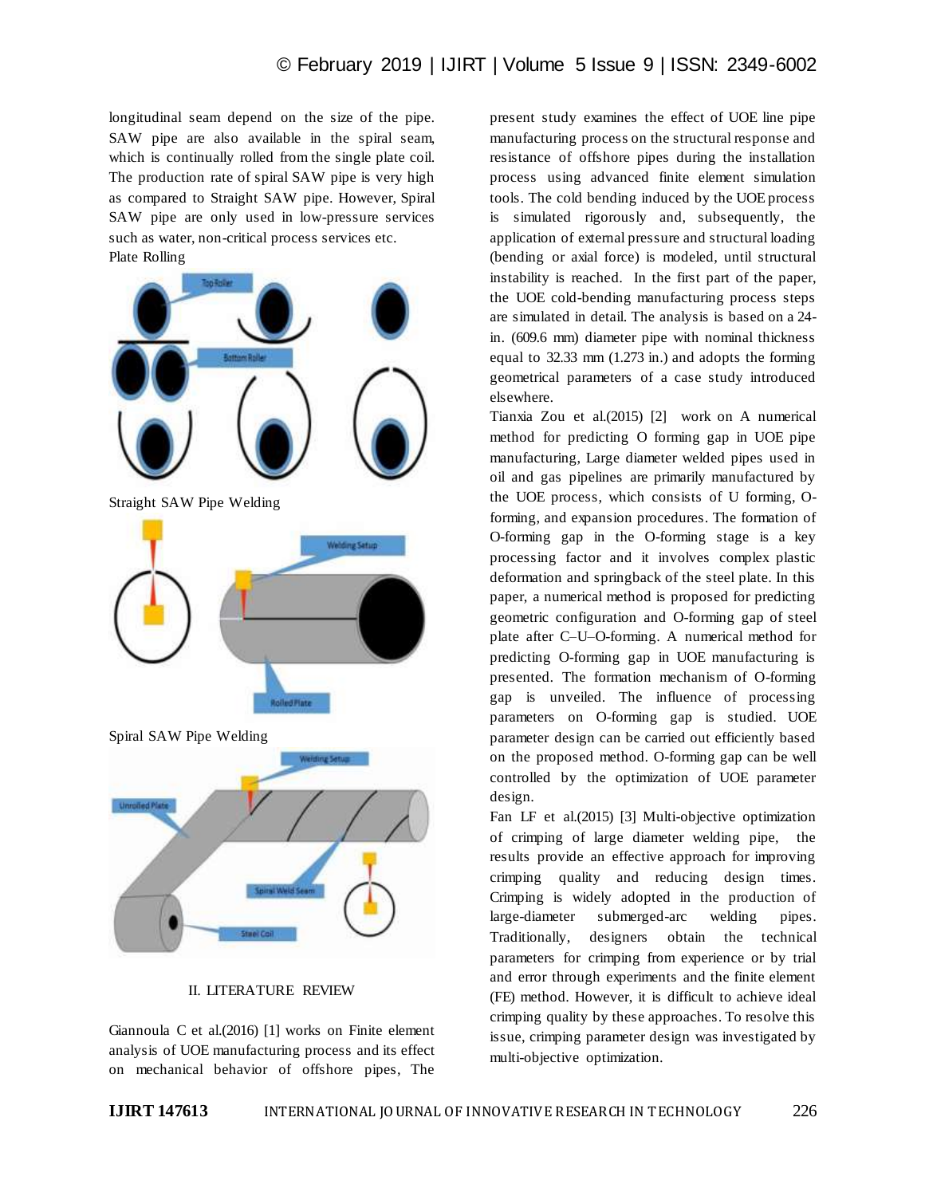longitudinal seam depend on the size of the pipe. SAW pipe are also available in the spiral seam, which is continually rolled from the single plate coil. The production rate of spiral SAW pipe is very high as compared to Straight SAW pipe. However, Spiral SAW pipe are only used in low-pressure services such as water, non-critical process services etc.

Plate Rolling

Straight SAW Pipe Welding

Spiral SAW Pipe Welding

## II. LITERATURE REVIEW

Giannoula C et al.(2016) [1] works on Finite element analysis of UOE manufacturing process and its effect on mechanical behavior of offshore pipes, The present study examines the effect of UOE line pipe manufacturing process on the structural response and resistance of offshore pipes during the installation process using advanced finite element simulation tools. The cold bending induced by the UOE process is simulated rigorously and, subsequently, the application of external pressure and structural loading (bending or axial force) is modeled, until structural instability is reached. In the first part of the paper, the UOE cold-bending manufacturing process steps are simulated in detail. The analysis is based on a 24-in. (609.6 mm) diameter pipe with nominal thickness equal to 32.33 mm (1.273 in.) and adopts the forming geometrical parameters of a case study introduced elsewhere.

Tianxia Zou et al.(2015) [2] work on A numerical method for predicting O forming gap in UOE pipe manufacturing, Large diameter welded pipes used in oil and gas pipelines are primarily manufactured by the UOE process, which consists of U forming, O-forming, and expansion procedures. The formation of O-forming gap in the O-forming stage is a key processing factor and it involves complex plastic deformation and springback of the steel plate. In this paper, a numerical method is proposed for predicting geometric configuration and O-forming gap of steel plate after C–U–O-forming. A numerical method for predicting O-forming gap in UOE manufacturing is presented. The formation mechanism of O-forming gap is unveiled. The influence of processing parameters on O-forming gap is studied. UOE parameter design can be carried out efficiently based on the proposed method. O-forming gap can be well controlled by the optimization of UOE parameter design.

Fan LF et al.(2015) [3] Multi-objective optimization of crimping of large diameter welding pipe, the results provide an effective approach for improving crimping quality and reducing design times. Crimping is widely adopted in the production of large-diameter submerged-arc welding pipes. Traditionally, designers obtain the technical parameters for crimping from experience or by trial and error through experiments and the finite element (FE) method. However, it is difficult to achieve ideal crimping quality by these approaches. To resolve this issue, crimping parameter design was investigated by multi-objective optimization.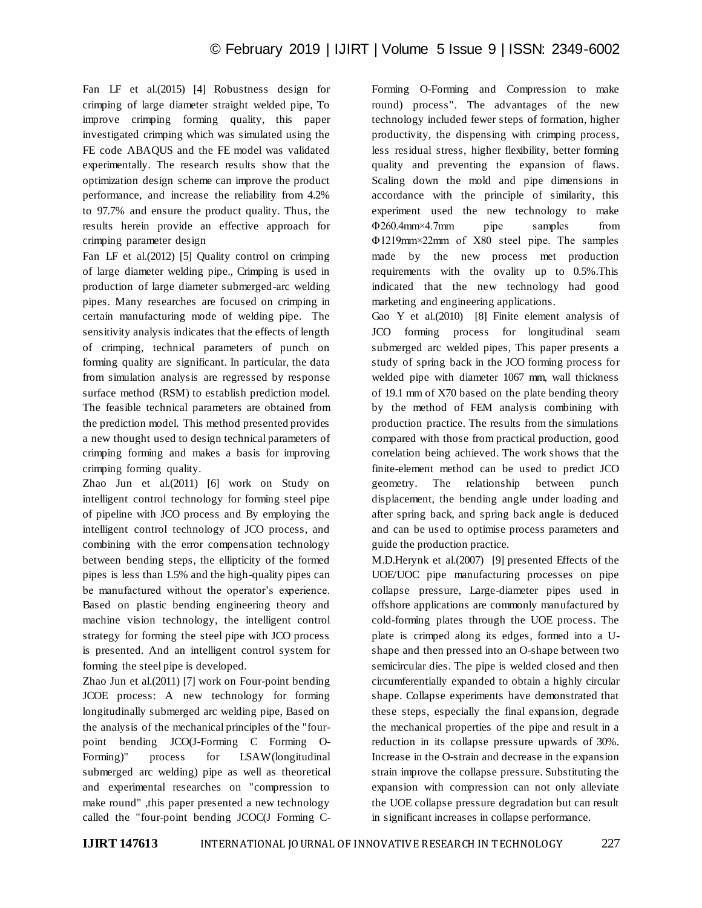Fan LF et al.(2015) [4] Robustness design for crimping of large diameter straight welded pipe, To improve crimping forming quality, this paper investigated crimping which was simulated using the FE code ABAQUS and the FE model was validated experimentally. The research results show that the optimization design scheme can improve the product performance, and increase the reliability from 4.2% to 97.7% and ensure the product quality. Thus, the results herein provide an effective approach for crimping parameter design

Fan LF et al.(2012) [5] Quality control on crimping of large diameter welding pipe., Crimping is used in production of large diameter submerged-arc welding pipes. Many researches are focused on crimping in certain manufacturing mode of welding pipe. The sensitivity analysis indicates that the effects of length of crimping, technical parameters of punch on forming quality are significant. In particular, the data from simulation analysis are regressed by response surface method (RSM) to establish prediction model. The feasible technical parameters are obtained from the prediction model. This method presented provides a new thought used to design technical parameters of crimping forming and makes a basis for improving crimping forming quality.

Zhao Jun et al.(2011) [6] work on Study on intelligent control technology for forming steel pipe of pipeline with JCO process and By employing the intelligent control technology of JCO process, and combining with the error compensation technology between bending steps, the ellipticity of the formed pipes is less than 1.5% and the high-quality pipes can be manufactured without the operator's experience. Based on plastic bending engineering theory and machine vision technology, the intelligent control strategy for forming the steel pipe with JCO process is presented. And an intelligent control system for forming the steel pipe is developed.

Zhao Jun et al.(2011) [7] work on Four-point bending JCOE process: A new technology for forming longitudinally submerged arc welding pipe, Based on the analysis of the mechanical principles of the "four-point bending JCO(J-Forming C Forming O-Forming)" process for LSAW(longitudinal submerged arc welding) pipe as well as theoretical and experimental researches on "compression to make round" ,this paper presented a new technology called the "four-point bending JCOC(J Forming C-Forming O-Forming and Compression to make round) process". The advantages of the new technology included fewer steps of formation, higher productivity, the dispensing with crimping process, less residual stress, higher flexibility, better forming quality and preventing the expansion of flaws. Scaling down the mold and pipe dimensions in accordance with the principle of similarity, this experiment used the new technology to make Φ260.4mm×4.7mm pipe samples from Φ1219mm×22mm of X80 steel pipe. The samples made by the new process met production requirements with the ovality up to 0.5%.This indicated that the new technology had good marketing and engineering applications.

Gao Y et al.(2010) [8] Finite element analysis of JCO forming process for longitudinal seam submerged arc welded pipes, This paper presents a study of spring back in the JCO forming process for welded pipe with diameter 1067 mm, wall thickness of 19.1 mm of X70 based on the plate bending theory by the method of FEM analysis combining with production practice. The results from the simulations compared with those from practical production, good correlation being achieved. The work shows that the finite-element method can be used to predict JCO geometry. The relationship between punch displacement, the bending angle under loading and after spring back, and spring back angle is deduced and can be used to optimise process parameters and guide the production practice.

M.D.Herynk et al.(2007) [9] presented Effects of the UOE/UOC pipe manufacturing processes on pipe collapse pressure, Large-diameter pipes used in offshore applications are commonly manufactured by cold-forming plates through the UOE process. The plate is crimped along its edges, formed into a U-shape and then pressed into an O-shape between two semicircular dies. The pipe is welded closed and then circumferentially expanded to obtain a highly circular shape. Collapse experiments have demonstrated that these steps, especially the final expansion, degrade the mechanical properties of the pipe and result in a reduction in its collapse pressure upwards of 30%. Increase in the O-strain and decrease in the expansion strain improve the collapse pressure. Substituting the expansion with compression can not only alleviate the UOE collapse pressure degradation but can result in significant increases in collapse performance.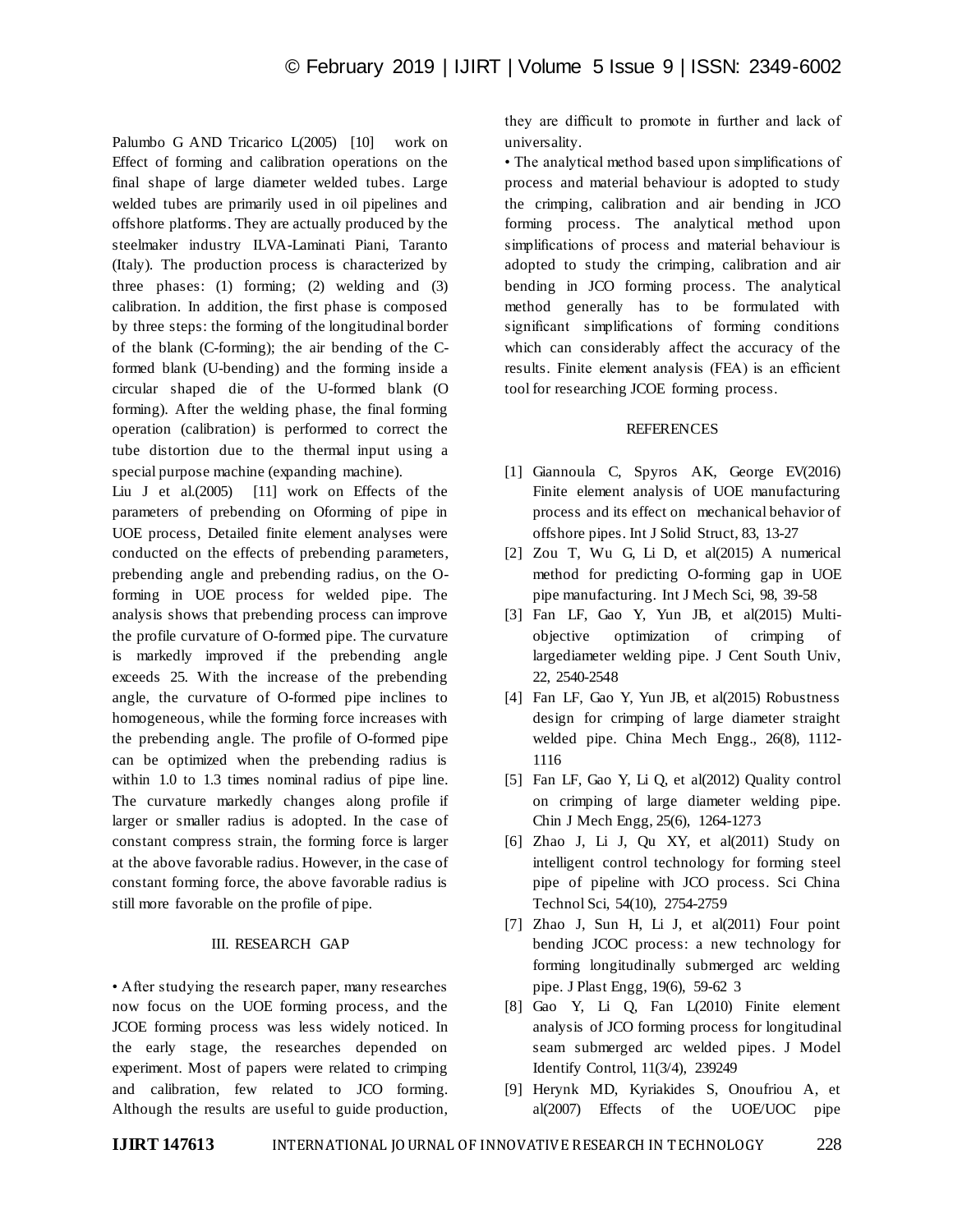Palumbo G AND Tricarico L(2005) [10] work on Effect of forming and calibration operations on the final shape of large diameter welded tubes. Large welded tubes are primarily used in oil pipelines and offshore platforms. They are actually produced by the steelmaker industry ILVA-Laminati Piani, Taranto (Italy). The production process is characterized by three phases: (1) forming; (2) welding and (3) calibration. In addition, the first phase is composed by three steps: the forming of the longitudinal border of the blank (C-forming); the air bending of the C-formed blank (U-bending) and the forming inside a circular shaped die of the U-formed blank (O forming). After the welding phase, the final forming operation (calibration) is performed to correct the tube distortion due to the thermal input using a special purpose machine (expanding machine).

Liu J et al.(2005) [11] work on Effects of the parameters of prebending on Oforming of pipe in UOE process, Detailed finite element analyses were conducted on the effects of prebending parameters, prebending angle and prebending radius, on the O-forming in UOE process for welded pipe. The analysis shows that prebending process can improve the profile curvature of O-formed pipe. The curvature is markedly improved if the prebending angle exceeds 25. With the increase of the prebending angle, the curvature of O-formed pipe inclines to homogeneous, while the forming force increases with the prebending angle. The profile of O-formed pipe can be optimized when the prebending radius is within 1.0 to 1.3 times nominal radius of pipe line. The curvature markedly changes along profile if larger or smaller radius is adopted. In the case of constant compress strain, the forming force is larger at the above favorable radius. However, in the case of constant forming force, the above favorable radius is still more favorable on the profile of pipe.

## III. RESEARCH GAP

• After studying the research paper, many researches now focus on the UOE forming process, and the JCOE forming process was less widely noticed. In the early stage, the researches depended on experiment. Most of papers were related to crimping and calibration, few related to JCO forming. Although the results are useful to guide production, they are difficult to promote in further and lack of universality.

• The analytical method based upon simplifications of process and material behaviour is adopted to study the crimping, calibration and air bending in JCO forming process. The analytical method upon simplifications of process and material behaviour is adopted to study the crimping, calibration and air bending in JCO forming process. The analytical method generally has to be formulated with significant simplifications of forming conditions which can considerably affect the accuracy of the results. Finite element analysis (FEA) is an efficient tool for researching JCOE forming process.

## REFERENCES

[1] Giannoula C, Spyros AK, George EV(2016) Finite element analysis of UOE manufacturing process and its effect on mechanical behavior of offshore pipes. Int J Solid Struct, 83, 13-27

[2] Zou T, Wu G, Li D, et al(2015) A numerical method for predicting O-forming gap in UOE pipe manufacturing. Int J Mech Sci, 98, 39-58

[3] Fan LF, Gao Y, Yun JB, et al(2015) Multi-objective optimization of crimping of largediameter welding pipe. J Cent South Univ, 22, 2540-2548

[4] Fan LF, Gao Y, Yun JB, et al(2015) Robustness design for crimping of large diameter straight welded pipe. China Mech Engg., 26(8), 1112-1116

[5] Fan LF, Gao Y, Li Q, et al(2012) Quality control on crimping of large diameter welding pipe. Chin J Mech Engg, 25(6), 1264-1273

[6] Zhao J, Li J, Qu XY, et al(2011) Study on intelligent control technology for forming steel pipe of pipeline with JCO process. Sci China Technol Sci, 54(10), 2754-2759

[7] Zhao J, Sun H, Li J, et al(2011) Four point bending JCOC process: a new technology for forming longitudinally submerged arc welding pipe. J Plast Engg, 19(6), 59-62 3

[8] Gao Y, Li Q, Fan L(2010) Finite element analysis of JCO forming process for longitudinal seam submerged arc welded pipes. J Model Identify Control, 11(3/4), 239249

[9] Herynk MD, Kyriakides S, Onoufriou A, et al(2007) Effects of the UOE/UOC pipe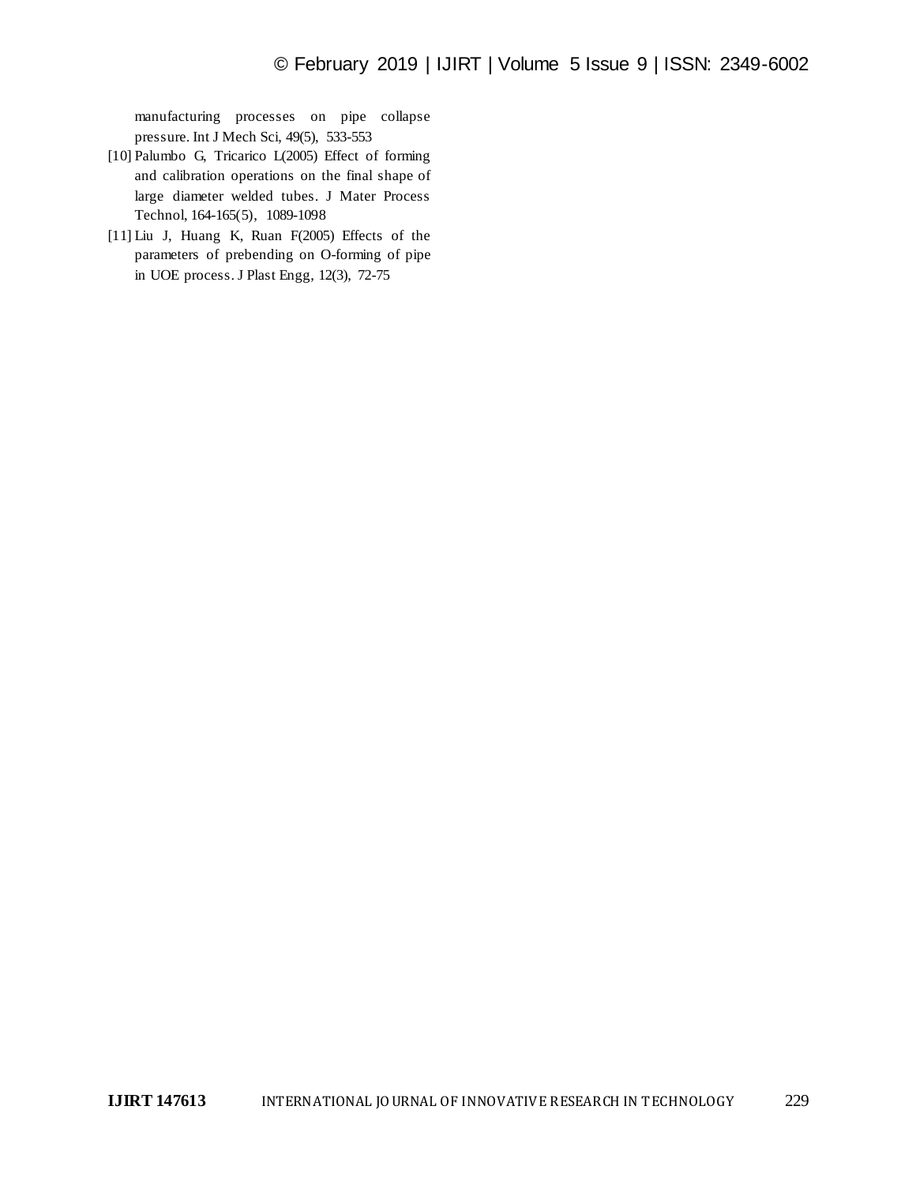manufacturing processes on pipe collapse pressure. Int J Mech Sci, 49(5), 533-553

[10] Palumbo G, Tricarico L(2005) Effect of forming and calibration operations on the final shape of large diameter welded tubes. J Mater Process Technol, 164-165(5), 1089-1098

[11] Liu J, Huang K, Ruan F(2005) Effects of the parameters of prebending on O-forming of pipe in UOE process. J Plast Engg, 12(3), 72-75